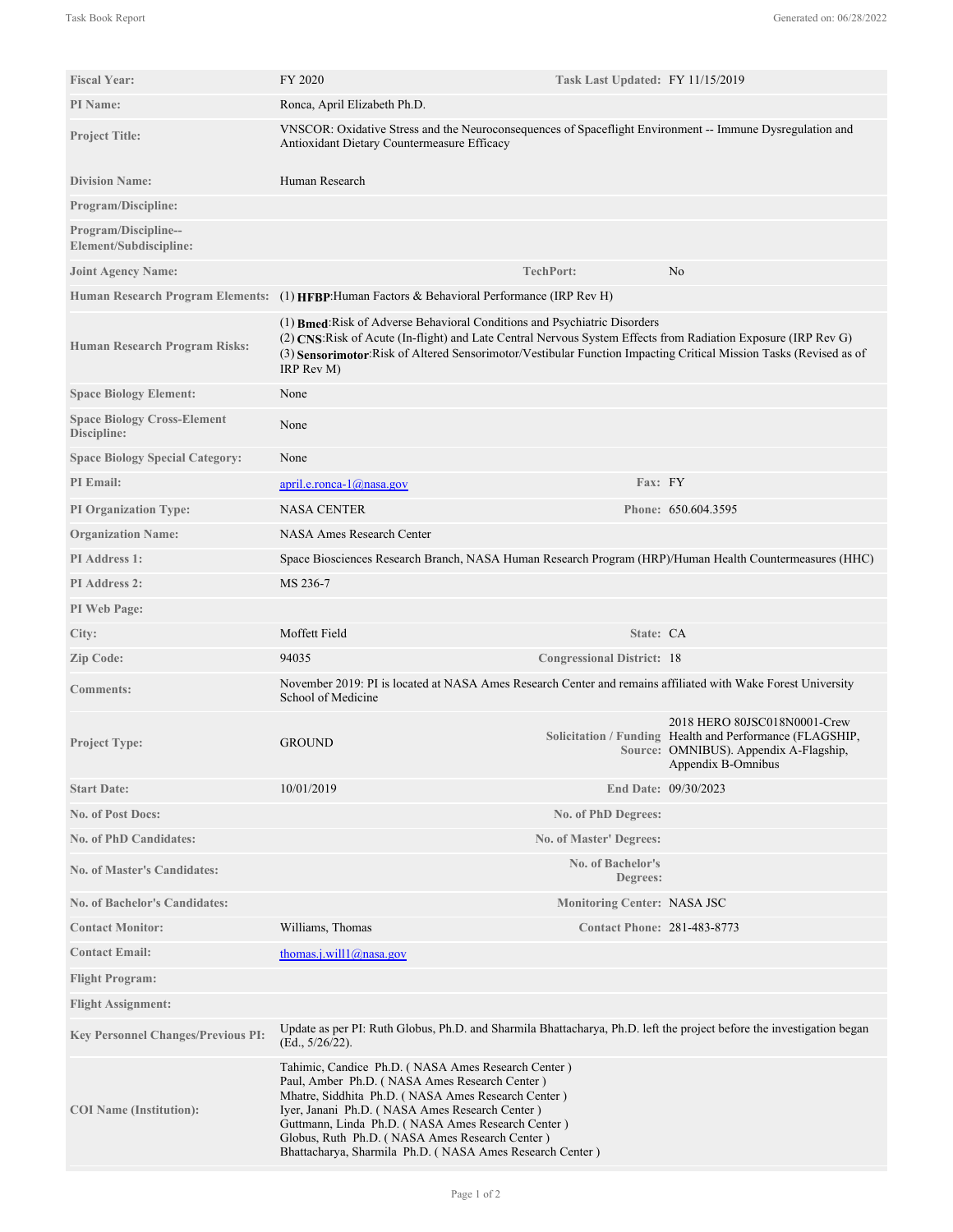| | | | |
|---|---|---|---|
| **Fiscal Year:** | FY 2020 | **Task Last Updated:** | FY 11/15/2019 |
| **PI Name:** | Ronca, April Elizabeth Ph.D. | | |
| **Project Title:** | VNSCOR: Oxidative Stress and the Neuroconsequences of Spaceflight Environment -- Immune Dysregulation and Antioxidant Dietary Countermeasure Efficacy | | |
| **Division Name:** | Human Research | | |
| **Program/Discipline:** | | | |
| **Program/Discipline--Element/Subdiscipline:** | | | |
| **Joint Agency Name:** | | **TechPort:** | No |
| **Human Research Program Elements:** | (1) **HFBP**:Human Factors & Behavioral Performance (IRP Rev H) | | |
| **Human Research Program Risks:** | (1) **Bmed**:Risk of Adverse Behavioral Conditions and Psychiatric Disorders<br>(2) **CNS**:Risk of Acute (In-flight) and Late Central Nervous System Effects from Radiation Exposure (IRP Rev G)<br>(3) **Sensorimotor**:Risk of Altered Sensorimotor/Vestibular Function Impacting Critical Mission Tasks (Revised as of IRP Rev M) | | |
| **Space Biology Element:** | None | | |
| **Space Biology Cross-Element Discipline:** | None | | |
| **Space Biology Special Category:** | None | | |
| **PI Email:** | april.e.ronca-1@nasa.gov | **Fax:** | FY |
| **PI Organization Type:** | NASA CENTER | **Phone:** | 650.604.3595 |
| **Organization Name:** | NASA Ames Research Center | | |
| **PI Address 1:** | Space Biosciences Research Branch, NASA Human Research Program (HRP)/Human Health Countermeasures (HHC) | | |
| **PI Address 2:** | MS 236-7 | | |
| **PI Web Page:** | | | |
| **City:** | Moffett Field | **State:** | CA |
| **Zip Code:** | 94035 | **Congressional District:** | 18 |
| **Comments:** | November 2019: PI is located at NASA Ames Research Center and remains affiliated with Wake Forest University School of Medicine | | |
| **Project Type:** | GROUND | **Solicitation / Funding Source:** | 2018 HERO 80JSC018N0001-Crew Health and Performance (FLAGSHIP, OMNIBUS). Appendix A-Flagship, Appendix B-Omnibus |
| **Start Date:** | 10/01/2019 | **End Date:** | 09/30/2023 |
| **No. of Post Docs:** | | **No. of PhD Degrees:** | |
| **No. of PhD Candidates:** | | **No. of Master' Degrees:** | |
| **No. of Master's Candidates:** | | **No. of Bachelor's Degrees:** | |
| **No. of Bachelor's Candidates:** | | **Monitoring Center:** | NASA JSC |
| **Contact Monitor:** | Williams, Thomas | **Contact Phone:** | 281-483-8773 |
| **Contact Email:** | thomas.j.will1@nasa.gov | | |
| **Flight Program:** | | | |
| **Flight Assignment:** | | | |
| **Key Personnel Changes/Previous PI:** | Update as per PI: Ruth Globus, Ph.D. and Sharmila Bhattacharya, Ph.D. left the project before the investigation began (Ed., 5/26/22). | | |
| **COI Name (Institution):** | Tahimic, Candice Ph.D. ( NASA Ames Research Center )<br>Paul, Amber Ph.D. ( NASA Ames Research Center )<br>Mhatre, Siddhita Ph.D. ( NASA Ames Research Center )<br>Iyer, Janani Ph.D. ( NASA Ames Research Center )<br>Guttmann, Linda Ph.D. ( NASA Ames Research Center )<br>Globus, Ruth Ph.D. ( NASA Ames Research Center )<br>Bhattacharya, Sharmila Ph.D. ( NASA Ames Research Center ) | | |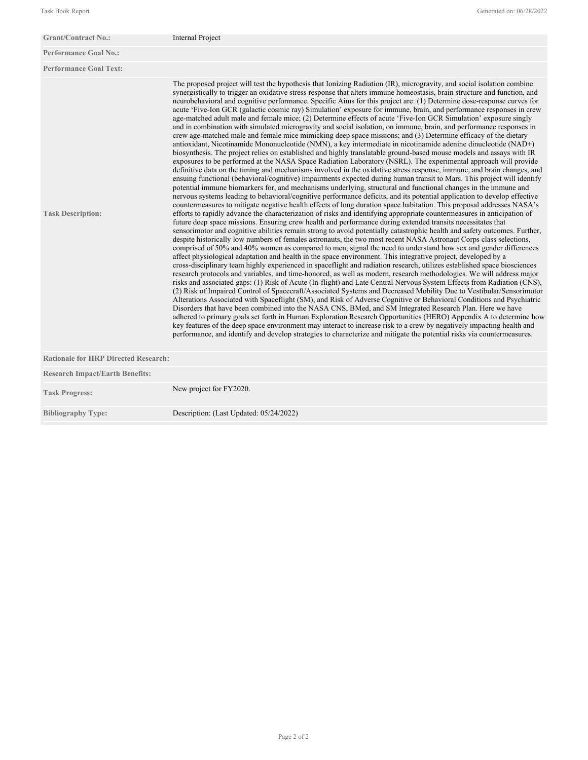| | |
|---|---|
| **Grant/Contract No.:** | Internal Project |
| **Performance Goal No.:** | |
| **Performance Goal Text:** | |
| **Task Description:** | The proposed project will test the hypothesis that Ionizing Radiation (IR), microgravity, and social isolation combine synergistically to trigger an oxidative stress response that alters immune homeostasis, brain structure and function, and neurobehavioral and cognitive performance. Specific Aims for this project are: (1) Determine dose-response curves for acute 'Five-Ion GCR (galactic cosmic ray) Simulation' exposure for immune, brain, and performance responses in crew age-matched adult male and female mice; (2) Determine effects of acute 'Five-Ion GCR Simulation' exposure singly and in combination with simulated microgravity and social isolation, on immune, brain, and performance responses in crew age-matched male and female mice mimicking deep space missions; and (3) Determine efficacy of the dietary antioxidant, Nicotinamide Mononucleotide (NMN), a key intermediate in nicotinamide adenine dinucleotide (NAD+) biosynthesis. The project relies on established and highly translatable ground-based mouse models and assays with IR exposures to be performed at the NASA Space Radiation Laboratory (NSRL). The experimental approach will provide definitive data on the timing and mechanisms involved in the oxidative stress response, immune, and brain changes, and ensuing functional (behavioral/cognitive) impairments expected during human transit to Mars. This project will identify potential immune biomarkers for, and mechanisms underlying, structural and functional changes in the immune and nervous systems leading to behavioral/cognitive performance deficits, and its potential application to develop effective countermeasures to mitigate negative health effects of long duration space habitation. This proposal addresses NASA's efforts to rapidly advance the characterization of risks and identifying appropriate countermeasures in anticipation of future deep space missions. Ensuring crew health and performance during extended transits necessitates that sensorimotor and cognitive abilities remain strong to avoid potentially catastrophic health and safety outcomes. Further, despite historically low numbers of females astronauts, the two most recent NASA Astronaut Corps class selections, comprised of 50% and 40% women as compared to men, signal the need to understand how sex and gender differences affect physiological adaptation and health in the space environment. This integrative project, developed by a cross-disciplinary team highly experienced in spaceflight and radiation research, utilizes established space biosciences research protocols and variables, and time-honored, as well as modern, research methodologies. We will address major risks and associated gaps: (1) Risk of Acute (In-flight) and Late Central Nervous System Effects from Radiation (CNS), (2) Risk of Impaired Control of Spacecraft/Associated Systems and Decreased Mobility Due to Vestibular/Sensorimotor Alterations Associated with Spaceflight (SM), and Risk of Adverse Cognitive or Behavioral Conditions and Psychiatric Disorders that have been combined into the NASA CNS, BMed, and SM Integrated Research Plan. Here we have adhered to primary goals set forth in Human Exploration Research Opportunities (HERO) Appendix A to determine how key features of the deep space environment may interact to increase risk to a crew by negatively impacting health and performance, and identify and develop strategies to characterize and mitigate the potential risks via countermeasures. |
| **Rationale for HRP Directed Research:** | |
| **Research Impact/Earth Benefits:** | |
| **Task Progress:** | New project for FY2020. |
| **Bibliography Type:** | Description: (Last Updated: 05/24/2022) |